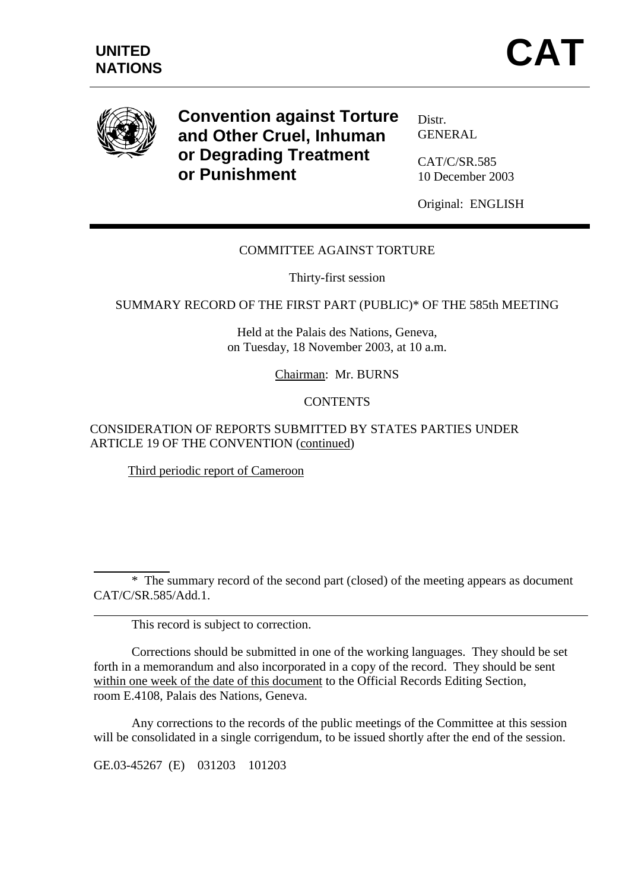UNITED NATIONS

# CAT

**Convention against Torture and Other Cruel, Inhuman or Degrading Treatment or Punishment**

Distr.
GENERAL

CAT/C/SR.585
10 December 2003

Original: ENGLISH

COMMITTEE AGAINST TORTURE

Thirty-first session

SUMMARY RECORD OF THE FIRST PART (PUBLIC)* OF THE 585th MEETING

Held at the Palais des Nations, Geneva,
on Tuesday, 18 November 2003, at 10 a.m.

Chairman: Mr. BURNS

CONTENTS

CONSIDERATION OF REPORTS SUBMITTED BY STATES PARTIES UNDER ARTICLE 19 OF THE CONVENTION (continued)

Third periodic report of Cameroon

---

\* The summary record of the second part (closed) of the meeting appears as document CAT/C/SR.585/Add.1.

---

This record is subject to correction.

Corrections should be submitted in one of the working languages. They should be set forth in a memorandum and also incorporated in a copy of the record. They should be sent within one week of the date of this document to the Official Records Editing Section, room E.4108, Palais des Nations, Geneva.

Any corrections to the records of the public meetings of the Committee at this session will be consolidated in a single corrigendum, to be issued shortly after the end of the session.

GE.03-45267 (E) 031203 101203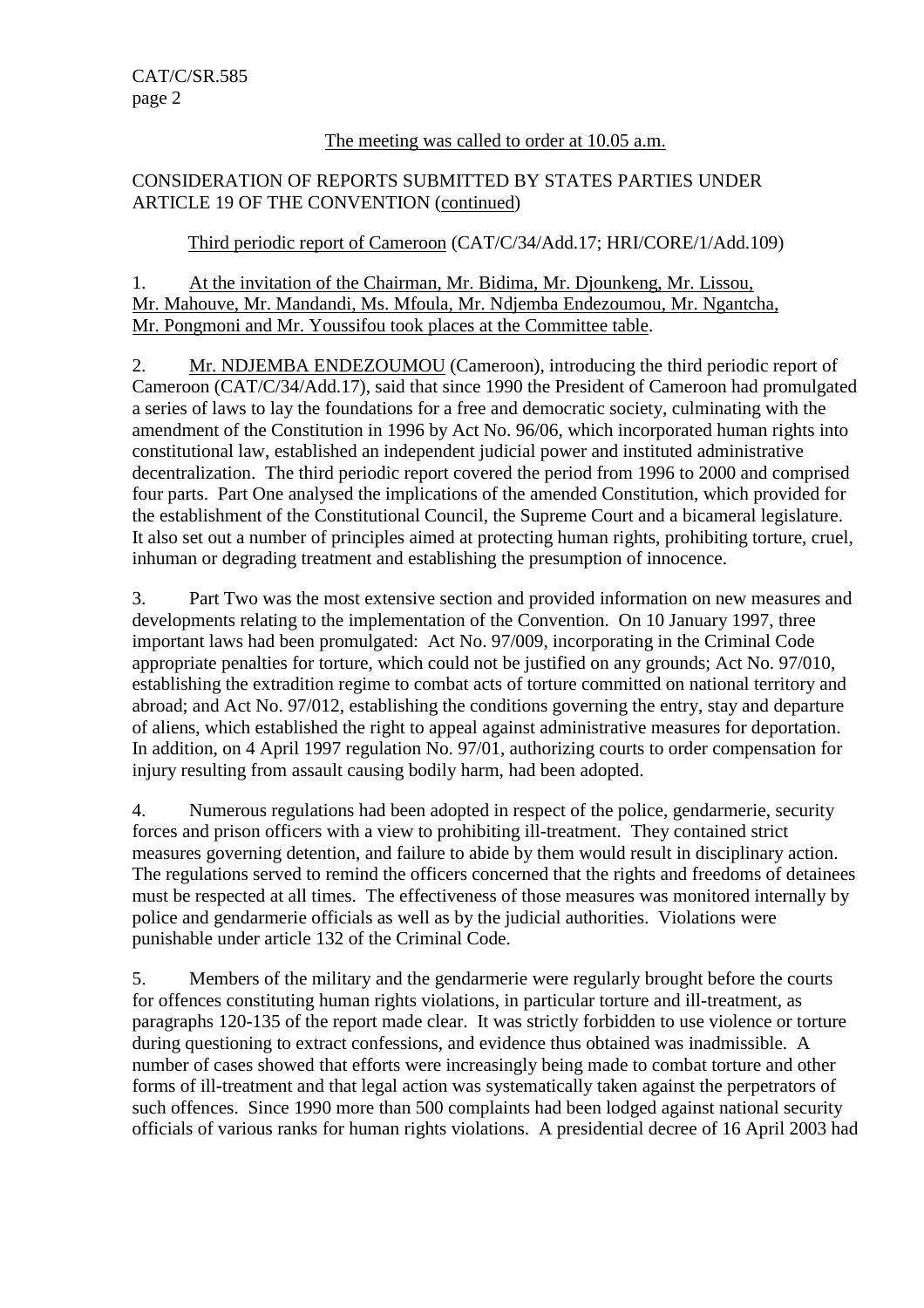The meeting was called to order at 10.05 a.m.

CONSIDERATION OF REPORTS SUBMITTED BY STATES PARTIES UNDER ARTICLE 19 OF THE CONVENTION (continued)

Third periodic report of Cameroon (CAT/C/34/Add.17; HRI/CORE/1/Add.109)

1. At the invitation of the Chairman, Mr. Bidima, Mr. Djounkeng, Mr. Lissou, Mr. Mahouve, Mr. Mandandi, Ms. Mfoula, Mr. Ndjemba Endezoumou, Mr. Ngantcha, Mr. Pongmoni and Mr. Youssifou took places at the Committee table.

2. Mr. NDJEMBA ENDEZOUMOU (Cameroon), introducing the third periodic report of Cameroon (CAT/C/34/Add.17), said that since 1990 the President of Cameroon had promulgated a series of laws to lay the foundations for a free and democratic society, culminating with the amendment of the Constitution in 1996 by Act No. 96/06, which incorporated human rights into constitutional law, established an independent judicial power and instituted administrative decentralization. The third periodic report covered the period from 1996 to 2000 and comprised four parts. Part One analysed the implications of the amended Constitution, which provided for the establishment of the Constitutional Council, the Supreme Court and a bicameral legislature. It also set out a number of principles aimed at protecting human rights, prohibiting torture, cruel, inhuman or degrading treatment and establishing the presumption of innocence.

3. Part Two was the most extensive section and provided information on new measures and developments relating to the implementation of the Convention. On 10 January 1997, three important laws had been promulgated: Act No. 97/009, incorporating in the Criminal Code appropriate penalties for torture, which could not be justified on any grounds; Act No. 97/010, establishing the extradition regime to combat acts of torture committed on national territory and abroad; and Act No. 97/012, establishing the conditions governing the entry, stay and departure of aliens, which established the right to appeal against administrative measures for deportation. In addition, on 4 April 1997 regulation No. 97/01, authorizing courts to order compensation for injury resulting from assault causing bodily harm, had been adopted.

4. Numerous regulations had been adopted in respect of the police, gendarmerie, security forces and prison officers with a view to prohibiting ill-treatment. They contained strict measures governing detention, and failure to abide by them would result in disciplinary action. The regulations served to remind the officers concerned that the rights and freedoms of detainees must be respected at all times. The effectiveness of those measures was monitored internally by police and gendarmerie officials as well as by the judicial authorities. Violations were punishable under article 132 of the Criminal Code.

5. Members of the military and the gendarmerie were regularly brought before the courts for offences constituting human rights violations, in particular torture and ill-treatment, as paragraphs 120-135 of the report made clear. It was strictly forbidden to use violence or torture during questioning to extract confessions, and evidence thus obtained was inadmissible. A number of cases showed that efforts were increasingly being made to combat torture and other forms of ill-treatment and that legal action was systematically taken against the perpetrators of such offences. Since 1990 more than 500 complaints had been lodged against national security officials of various ranks for human rights violations. A presidential decree of 16 April 2003 had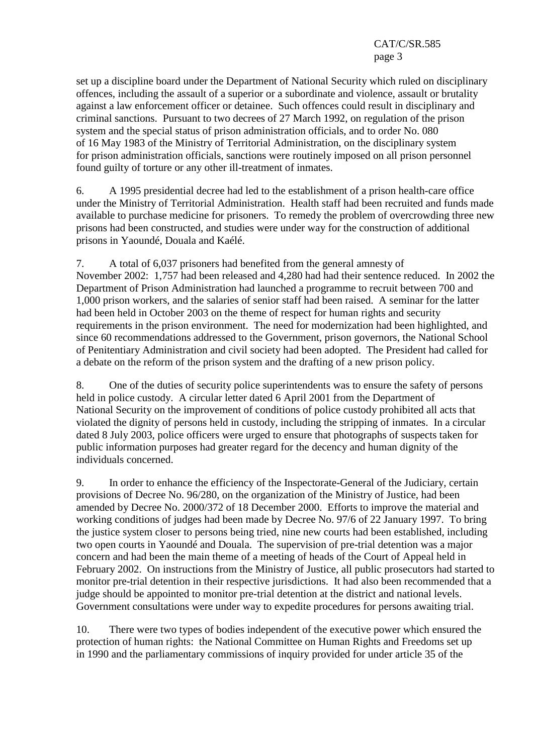set up a discipline board under the Department of National Security which ruled on disciplinary offences, including the assault of a superior or a subordinate and violence, assault or brutality against a law enforcement officer or detainee. Such offences could result in disciplinary and criminal sanctions. Pursuant to two decrees of 27 March 1992, on regulation of the prison system and the special status of prison administration officials, and to order No. 080 of 16 May 1983 of the Ministry of Territorial Administration, on the disciplinary system for prison administration officials, sanctions were routinely imposed on all prison personnel found guilty of torture or any other ill-treatment of inmates.

6. A 1995 presidential decree had led to the establishment of a prison health-care office under the Ministry of Territorial Administration. Health staff had been recruited and funds made available to purchase medicine for prisoners. To remedy the problem of overcrowding three new prisons had been constructed, and studies were under way for the construction of additional prisons in Yaoundé, Douala and Kaélé.

7. A total of 6,037 prisoners had benefited from the general amnesty of November 2002: 1,757 had been released and 4,280 had had their sentence reduced. In 2002 the Department of Prison Administration had launched a programme to recruit between 700 and 1,000 prison workers, and the salaries of senior staff had been raised. A seminar for the latter had been held in October 2003 on the theme of respect for human rights and security requirements in the prison environment. The need for modernization had been highlighted, and since 60 recommendations addressed to the Government, prison governors, the National School of Penitentiary Administration and civil society had been adopted. The President had called for a debate on the reform of the prison system and the drafting of a new prison policy.

8. One of the duties of security police superintendents was to ensure the safety of persons held in police custody. A circular letter dated 6 April 2001 from the Department of National Security on the improvement of conditions of police custody prohibited all acts that violated the dignity of persons held in custody, including the stripping of inmates. In a circular dated 8 July 2003, police officers were urged to ensure that photographs of suspects taken for public information purposes had greater regard for the decency and human dignity of the individuals concerned.

9. In order to enhance the efficiency of the Inspectorate-General of the Judiciary, certain provisions of Decree No. 96/280, on the organization of the Ministry of Justice, had been amended by Decree No. 2000/372 of 18 December 2000. Efforts to improve the material and working conditions of judges had been made by Decree No. 97/6 of 22 January 1997. To bring the justice system closer to persons being tried, nine new courts had been established, including two open courts in Yaoundé and Douala. The supervision of pre-trial detention was a major concern and had been the main theme of a meeting of heads of the Court of Appeal held in February 2002. On instructions from the Ministry of Justice, all public prosecutors had started to monitor pre-trial detention in their respective jurisdictions. It had also been recommended that a judge should be appointed to monitor pre-trial detention at the district and national levels. Government consultations were under way to expedite procedures for persons awaiting trial.

10. There were two types of bodies independent of the executive power which ensured the protection of human rights: the National Committee on Human Rights and Freedoms set up in 1990 and the parliamentary commissions of inquiry provided for under article 35 of the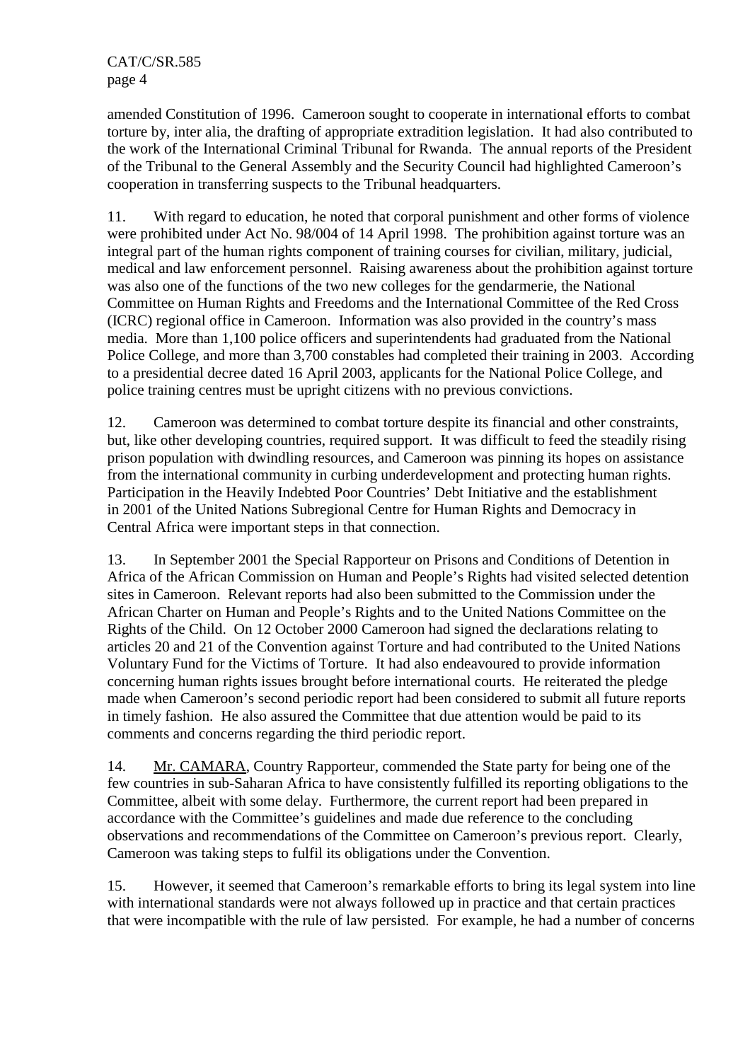amended Constitution of 1996. Cameroon sought to cooperate in international efforts to combat torture by, inter alia, the drafting of appropriate extradition legislation. It had also contributed to the work of the International Criminal Tribunal for Rwanda. The annual reports of the President of the Tribunal to the General Assembly and the Security Council had highlighted Cameroon's cooperation in transferring suspects to the Tribunal headquarters.

11. With regard to education, he noted that corporal punishment and other forms of violence were prohibited under Act No. 98/004 of 14 April 1998. The prohibition against torture was an integral part of the human rights component of training courses for civilian, military, judicial, medical and law enforcement personnel. Raising awareness about the prohibition against torture was also one of the functions of the two new colleges for the gendarmerie, the National Committee on Human Rights and Freedoms and the International Committee of the Red Cross (ICRC) regional office in Cameroon. Information was also provided in the country's mass media. More than 1,100 police officers and superintendents had graduated from the National Police College, and more than 3,700 constables had completed their training in 2003. According to a presidential decree dated 16 April 2003, applicants for the National Police College, and police training centres must be upright citizens with no previous convictions.

12. Cameroon was determined to combat torture despite its financial and other constraints, but, like other developing countries, required support. It was difficult to feed the steadily rising prison population with dwindling resources, and Cameroon was pinning its hopes on assistance from the international community in curbing underdevelopment and protecting human rights. Participation in the Heavily Indebted Poor Countries' Debt Initiative and the establishment in 2001 of the United Nations Subregional Centre for Human Rights and Democracy in Central Africa were important steps in that connection.

13. In September 2001 the Special Rapporteur on Prisons and Conditions of Detention in Africa of the African Commission on Human and People's Rights had visited selected detention sites in Cameroon. Relevant reports had also been submitted to the Commission under the African Charter on Human and People's Rights and to the United Nations Committee on the Rights of the Child. On 12 October 2000 Cameroon had signed the declarations relating to articles 20 and 21 of the Convention against Torture and had contributed to the United Nations Voluntary Fund for the Victims of Torture. It had also endeavoured to provide information concerning human rights issues brought before international courts. He reiterated the pledge made when Cameroon's second periodic report had been considered to submit all future reports in timely fashion. He also assured the Committee that due attention would be paid to its comments and concerns regarding the third periodic report.

14. Mr. CAMARA, Country Rapporteur, commended the State party for being one of the few countries in sub-Saharan Africa to have consistently fulfilled its reporting obligations to the Committee, albeit with some delay. Furthermore, the current report had been prepared in accordance with the Committee's guidelines and made due reference to the concluding observations and recommendations of the Committee on Cameroon's previous report. Clearly, Cameroon was taking steps to fulfil its obligations under the Convention.

15. However, it seemed that Cameroon's remarkable efforts to bring its legal system into line with international standards were not always followed up in practice and that certain practices that were incompatible with the rule of law persisted. For example, he had a number of concerns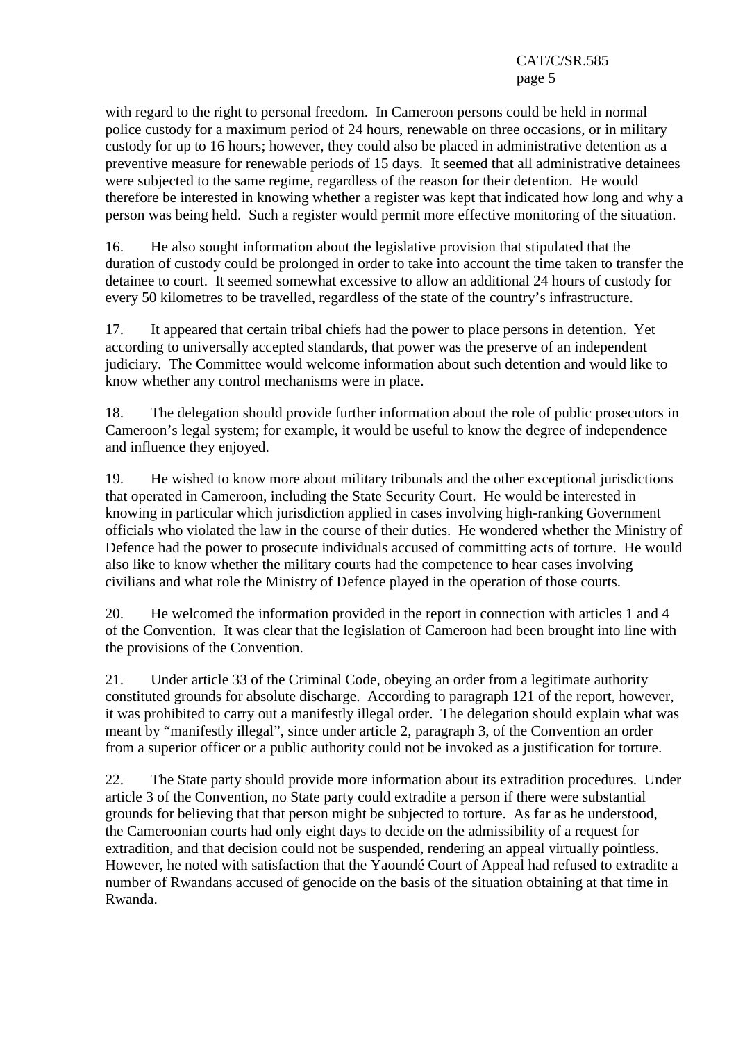with regard to the right to personal freedom. In Cameroon persons could be held in normal police custody for a maximum period of 24 hours, renewable on three occasions, or in military custody for up to 16 hours; however, they could also be placed in administrative detention as a preventive measure for renewable periods of 15 days. It seemed that all administrative detainees were subjected to the same regime, regardless of the reason for their detention. He would therefore be interested in knowing whether a register was kept that indicated how long and why a person was being held. Such a register would permit more effective monitoring of the situation.

16. He also sought information about the legislative provision that stipulated that the duration of custody could be prolonged in order to take into account the time taken to transfer the detainee to court. It seemed somewhat excessive to allow an additional 24 hours of custody for every 50 kilometres to be travelled, regardless of the state of the country's infrastructure.

17. It appeared that certain tribal chiefs had the power to place persons in detention. Yet according to universally accepted standards, that power was the preserve of an independent judiciary. The Committee would welcome information about such detention and would like to know whether any control mechanisms were in place.

18. The delegation should provide further information about the role of public prosecutors in Cameroon's legal system; for example, it would be useful to know the degree of independence and influence they enjoyed.

19. He wished to know more about military tribunals and the other exceptional jurisdictions that operated in Cameroon, including the State Security Court. He would be interested in knowing in particular which jurisdiction applied in cases involving high-ranking Government officials who violated the law in the course of their duties. He wondered whether the Ministry of Defence had the power to prosecute individuals accused of committing acts of torture. He would also like to know whether the military courts had the competence to hear cases involving civilians and what role the Ministry of Defence played in the operation of those courts.

20. He welcomed the information provided in the report in connection with articles 1 and 4 of the Convention. It was clear that the legislation of Cameroon had been brought into line with the provisions of the Convention.

21. Under article 33 of the Criminal Code, obeying an order from a legitimate authority constituted grounds for absolute discharge. According to paragraph 121 of the report, however, it was prohibited to carry out a manifestly illegal order. The delegation should explain what was meant by "manifestly illegal", since under article 2, paragraph 3, of the Convention an order from a superior officer or a public authority could not be invoked as a justification for torture.

22. The State party should provide more information about its extradition procedures. Under article 3 of the Convention, no State party could extradite a person if there were substantial grounds for believing that that person might be subjected to torture. As far as he understood, the Cameroonian courts had only eight days to decide on the admissibility of a request for extradition, and that decision could not be suspended, rendering an appeal virtually pointless. However, he noted with satisfaction that the Yaoundé Court of Appeal had refused to extradite a number of Rwandans accused of genocide on the basis of the situation obtaining at that time in Rwanda.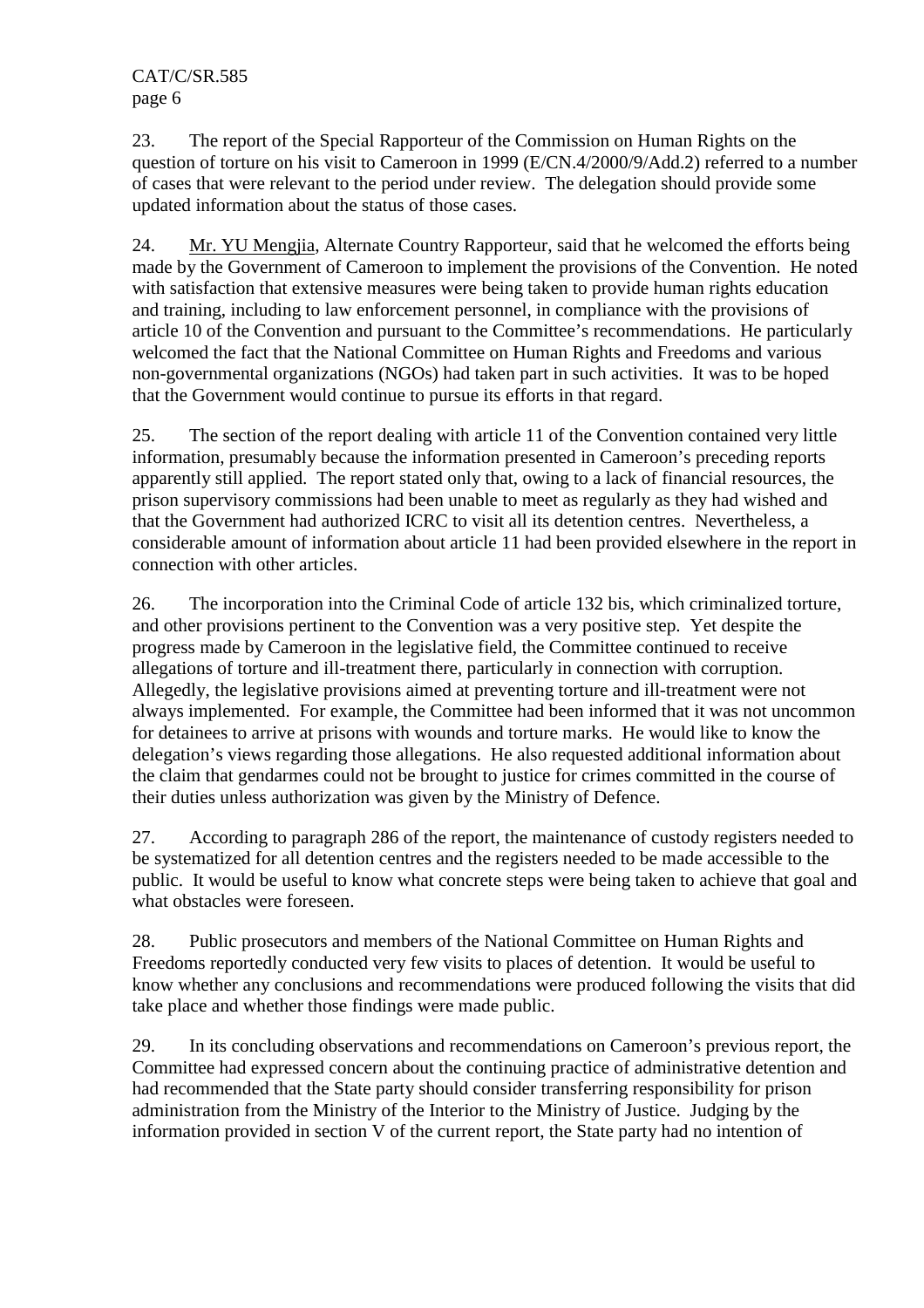23. The report of the Special Rapporteur of the Commission on Human Rights on the question of torture on his visit to Cameroon in 1999 (E/CN.4/2000/9/Add.2) referred to a number of cases that were relevant to the period under review. The delegation should provide some updated information about the status of those cases.

24. Mr. YU Mengjia, Alternate Country Rapporteur, said that he welcomed the efforts being made by the Government of Cameroon to implement the provisions of the Convention. He noted with satisfaction that extensive measures were being taken to provide human rights education and training, including to law enforcement personnel, in compliance with the provisions of article 10 of the Convention and pursuant to the Committee's recommendations. He particularly welcomed the fact that the National Committee on Human Rights and Freedoms and various non-governmental organizations (NGOs) had taken part in such activities. It was to be hoped that the Government would continue to pursue its efforts in that regard.

25. The section of the report dealing with article 11 of the Convention contained very little information, presumably because the information presented in Cameroon's preceding reports apparently still applied. The report stated only that, owing to a lack of financial resources, the prison supervisory commissions had been unable to meet as regularly as they had wished and that the Government had authorized ICRC to visit all its detention centres. Nevertheless, a considerable amount of information about article 11 had been provided elsewhere in the report in connection with other articles.

26. The incorporation into the Criminal Code of article 132 bis, which criminalized torture, and other provisions pertinent to the Convention was a very positive step. Yet despite the progress made by Cameroon in the legislative field, the Committee continued to receive allegations of torture and ill-treatment there, particularly in connection with corruption. Allegedly, the legislative provisions aimed at preventing torture and ill-treatment were not always implemented. For example, the Committee had been informed that it was not uncommon for detainees to arrive at prisons with wounds and torture marks. He would like to know the delegation's views regarding those allegations. He also requested additional information about the claim that gendarmes could not be brought to justice for crimes committed in the course of their duties unless authorization was given by the Ministry of Defence.

27. According to paragraph 286 of the report, the maintenance of custody registers needed to be systematized for all detention centres and the registers needed to be made accessible to the public. It would be useful to know what concrete steps were being taken to achieve that goal and what obstacles were foreseen.

28. Public prosecutors and members of the National Committee on Human Rights and Freedoms reportedly conducted very few visits to places of detention. It would be useful to know whether any conclusions and recommendations were produced following the visits that did take place and whether those findings were made public.

29. In its concluding observations and recommendations on Cameroon's previous report, the Committee had expressed concern about the continuing practice of administrative detention and had recommended that the State party should consider transferring responsibility for prison administration from the Ministry of the Interior to the Ministry of Justice. Judging by the information provided in section V of the current report, the State party had no intention of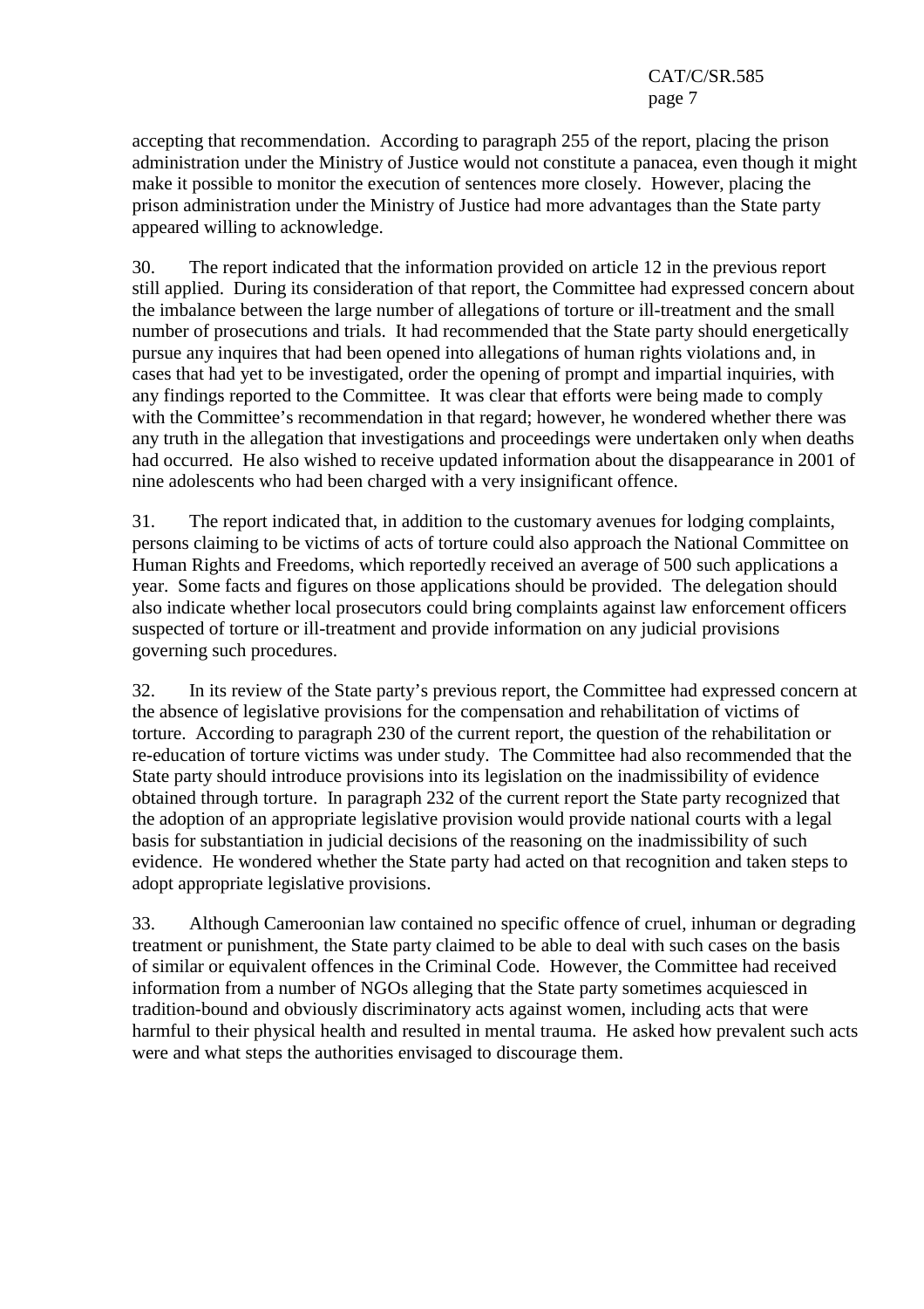accepting that recommendation. According to paragraph 255 of the report, placing the prison administration under the Ministry of Justice would not constitute a panacea, even though it might make it possible to monitor the execution of sentences more closely. However, placing the prison administration under the Ministry of Justice had more advantages than the State party appeared willing to acknowledge.

30. The report indicated that the information provided on article 12 in the previous report still applied. During its consideration of that report, the Committee had expressed concern about the imbalance between the large number of allegations of torture or ill-treatment and the small number of prosecutions and trials. It had recommended that the State party should energetically pursue any inquires that had been opened into allegations of human rights violations and, in cases that had yet to be investigated, order the opening of prompt and impartial inquiries, with any findings reported to the Committee. It was clear that efforts were being made to comply with the Committee's recommendation in that regard; however, he wondered whether there was any truth in the allegation that investigations and proceedings were undertaken only when deaths had occurred. He also wished to receive updated information about the disappearance in 2001 of nine adolescents who had been charged with a very insignificant offence.

31. The report indicated that, in addition to the customary avenues for lodging complaints, persons claiming to be victims of acts of torture could also approach the National Committee on Human Rights and Freedoms, which reportedly received an average of 500 such applications a year. Some facts and figures on those applications should be provided. The delegation should also indicate whether local prosecutors could bring complaints against law enforcement officers suspected of torture or ill-treatment and provide information on any judicial provisions governing such procedures.

32. In its review of the State party's previous report, the Committee had expressed concern at the absence of legislative provisions for the compensation and rehabilitation of victims of torture. According to paragraph 230 of the current report, the question of the rehabilitation or re-education of torture victims was under study. The Committee had also recommended that the State party should introduce provisions into its legislation on the inadmissibility of evidence obtained through torture. In paragraph 232 of the current report the State party recognized that the adoption of an appropriate legislative provision would provide national courts with a legal basis for substantiation in judicial decisions of the reasoning on the inadmissibility of such evidence. He wondered whether the State party had acted on that recognition and taken steps to adopt appropriate legislative provisions.

33. Although Cameroonian law contained no specific offence of cruel, inhuman or degrading treatment or punishment, the State party claimed to be able to deal with such cases on the basis of similar or equivalent offences in the Criminal Code. However, the Committee had received information from a number of NGOs alleging that the State party sometimes acquiesced in tradition-bound and obviously discriminatory acts against women, including acts that were harmful to their physical health and resulted in mental trauma. He asked how prevalent such acts were and what steps the authorities envisaged to discourage them.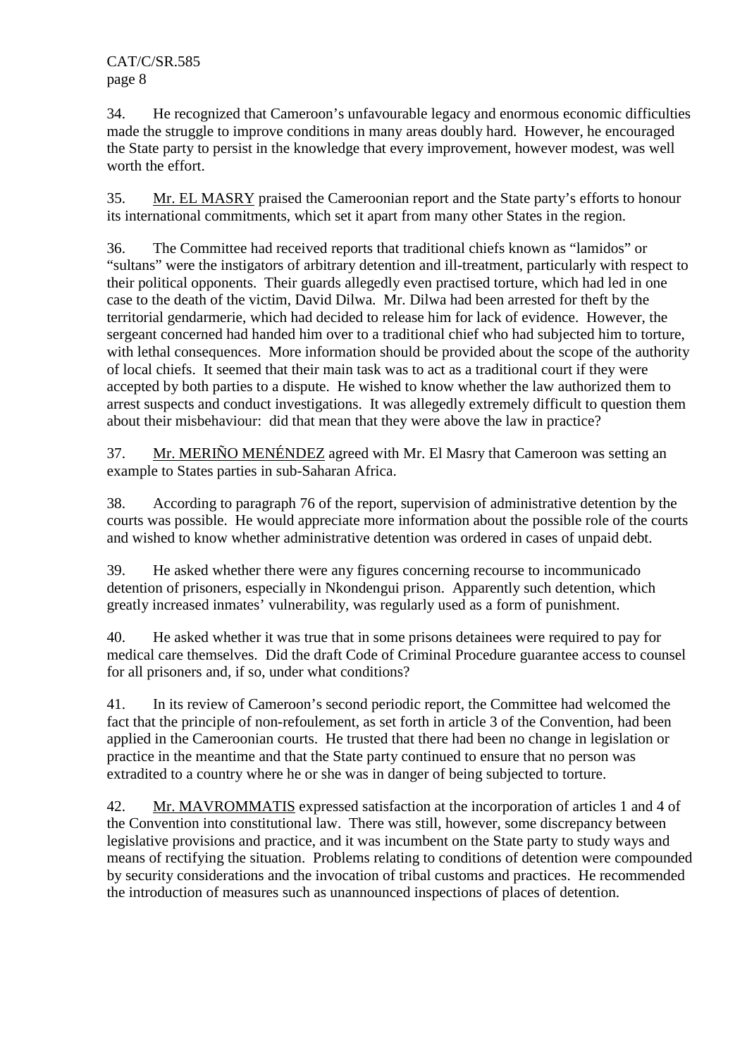34. He recognized that Cameroon's unfavourable legacy and enormous economic difficulties made the struggle to improve conditions in many areas doubly hard. However, he encouraged the State party to persist in the knowledge that every improvement, however modest, was well worth the effort.

35. Mr. EL MASRY praised the Cameroonian report and the State party's efforts to honour its international commitments, which set it apart from many other States in the region.

36. The Committee had received reports that traditional chiefs known as "lamidos" or "sultans" were the instigators of arbitrary detention and ill-treatment, particularly with respect to their political opponents. Their guards allegedly even practised torture, which had led in one case to the death of the victim, David Dilwa. Mr. Dilwa had been arrested for theft by the territorial gendarmerie, which had decided to release him for lack of evidence. However, the sergeant concerned had handed him over to a traditional chief who had subjected him to torture, with lethal consequences. More information should be provided about the scope of the authority of local chiefs. It seemed that their main task was to act as a traditional court if they were accepted by both parties to a dispute. He wished to know whether the law authorized them to arrest suspects and conduct investigations. It was allegedly extremely difficult to question them about their misbehaviour: did that mean that they were above the law in practice?

37. Mr. MERIÑO MENÉNDEZ agreed with Mr. El Masry that Cameroon was setting an example to States parties in sub-Saharan Africa.

38. According to paragraph 76 of the report, supervision of administrative detention by the courts was possible. He would appreciate more information about the possible role of the courts and wished to know whether administrative detention was ordered in cases of unpaid debt.

39. He asked whether there were any figures concerning recourse to incommunicado detention of prisoners, especially in Nkondengui prison. Apparently such detention, which greatly increased inmates' vulnerability, was regularly used as a form of punishment.

40. He asked whether it was true that in some prisons detainees were required to pay for medical care themselves. Did the draft Code of Criminal Procedure guarantee access to counsel for all prisoners and, if so, under what conditions?

41. In its review of Cameroon's second periodic report, the Committee had welcomed the fact that the principle of non-refoulement, as set forth in article 3 of the Convention, had been applied in the Cameroonian courts. He trusted that there had been no change in legislation or practice in the meantime and that the State party continued to ensure that no person was extradited to a country where he or she was in danger of being subjected to torture.

42. Mr. MAVROMMATIS expressed satisfaction at the incorporation of articles 1 and 4 of the Convention into constitutional law. There was still, however, some discrepancy between legislative provisions and practice, and it was incumbent on the State party to study ways and means of rectifying the situation. Problems relating to conditions of detention were compounded by security considerations and the invocation of tribal customs and practices. He recommended the introduction of measures such as unannounced inspections of places of detention.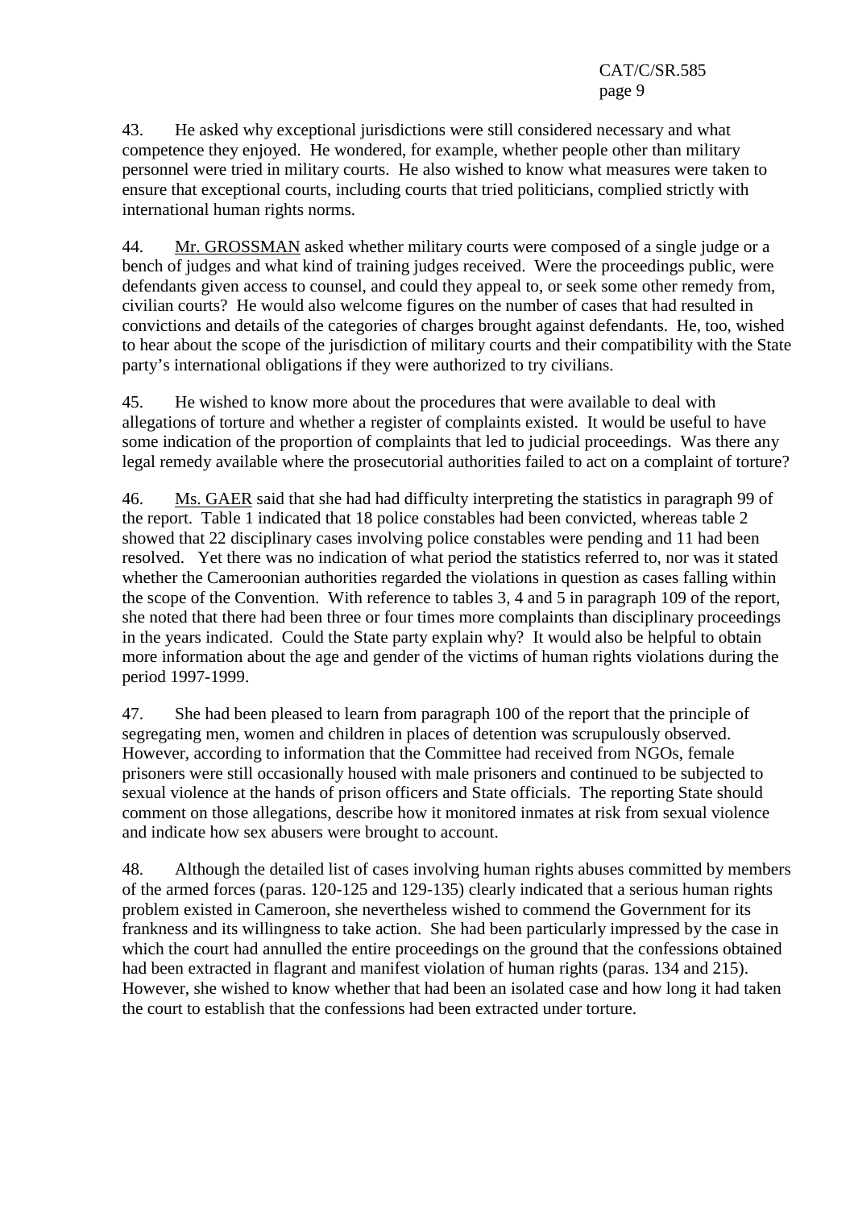43. He asked why exceptional jurisdictions were still considered necessary and what competence they enjoyed. He wondered, for example, whether people other than military personnel were tried in military courts. He also wished to know what measures were taken to ensure that exceptional courts, including courts that tried politicians, complied strictly with international human rights norms.

44. Mr. GROSSMAN asked whether military courts were composed of a single judge or a bench of judges and what kind of training judges received. Were the proceedings public, were defendants given access to counsel, and could they appeal to, or seek some other remedy from, civilian courts? He would also welcome figures on the number of cases that had resulted in convictions and details of the categories of charges brought against defendants. He, too, wished to hear about the scope of the jurisdiction of military courts and their compatibility with the State party's international obligations if they were authorized to try civilians.

45. He wished to know more about the procedures that were available to deal with allegations of torture and whether a register of complaints existed. It would be useful to have some indication of the proportion of complaints that led to judicial proceedings. Was there any legal remedy available where the prosecutorial authorities failed to act on a complaint of torture?

46. Ms. GAER said that she had had difficulty interpreting the statistics in paragraph 99 of the report. Table 1 indicated that 18 police constables had been convicted, whereas table 2 showed that 22 disciplinary cases involving police constables were pending and 11 had been resolved. Yet there was no indication of what period the statistics referred to, nor was it stated whether the Cameroonian authorities regarded the violations in question as cases falling within the scope of the Convention. With reference to tables 3, 4 and 5 in paragraph 109 of the report, she noted that there had been three or four times more complaints than disciplinary proceedings in the years indicated. Could the State party explain why? It would also be helpful to obtain more information about the age and gender of the victims of human rights violations during the period 1997-1999.

47. She had been pleased to learn from paragraph 100 of the report that the principle of segregating men, women and children in places of detention was scrupulously observed. However, according to information that the Committee had received from NGOs, female prisoners were still occasionally housed with male prisoners and continued to be subjected to sexual violence at the hands of prison officers and State officials. The reporting State should comment on those allegations, describe how it monitored inmates at risk from sexual violence and indicate how sex abusers were brought to account.

48. Although the detailed list of cases involving human rights abuses committed by members of the armed forces (paras. 120-125 and 129-135) clearly indicated that a serious human rights problem existed in Cameroon, she nevertheless wished to commend the Government for its frankness and its willingness to take action. She had been particularly impressed by the case in which the court had annulled the entire proceedings on the ground that the confessions obtained had been extracted in flagrant and manifest violation of human rights (paras. 134 and 215). However, she wished to know whether that had been an isolated case and how long it had taken the court to establish that the confessions had been extracted under torture.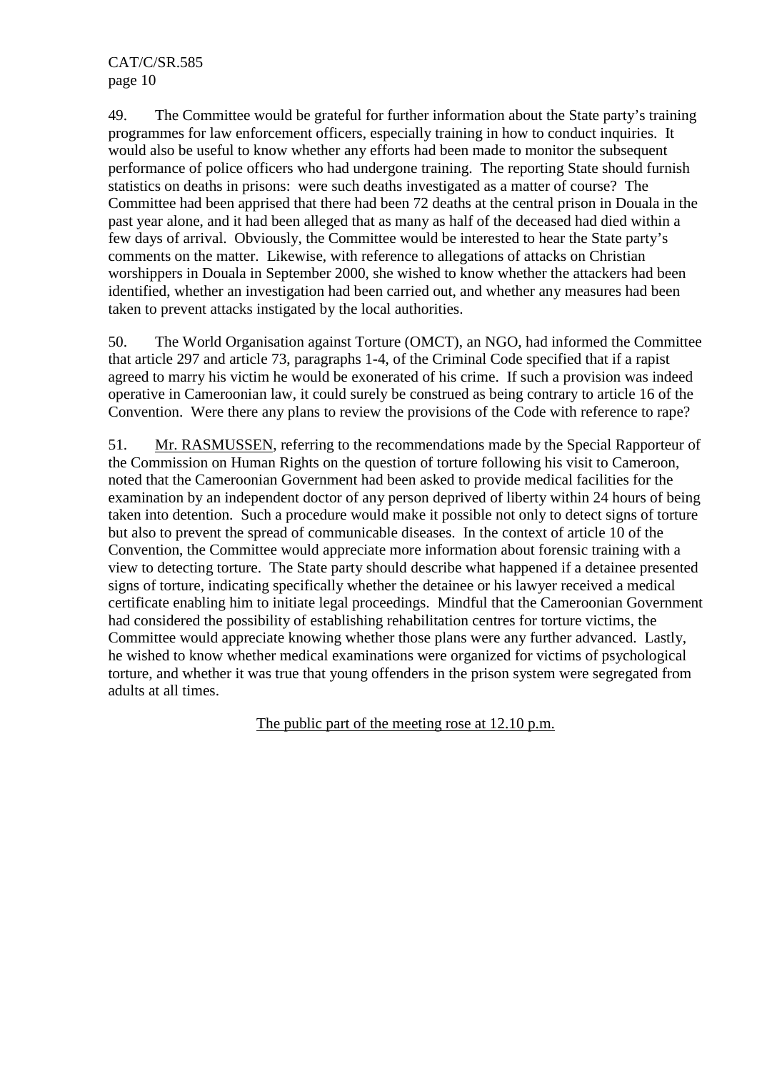49. The Committee would be grateful for further information about the State party's training programmes for law enforcement officers, especially training in how to conduct inquiries. It would also be useful to know whether any efforts had been made to monitor the subsequent performance of police officers who had undergone training. The reporting State should furnish statistics on deaths in prisons: were such deaths investigated as a matter of course? The Committee had been apprised that there had been 72 deaths at the central prison in Douala in the past year alone, and it had been alleged that as many as half of the deceased had died within a few days of arrival. Obviously, the Committee would be interested to hear the State party's comments on the matter. Likewise, with reference to allegations of attacks on Christian worshippers in Douala in September 2000, she wished to know whether the attackers had been identified, whether an investigation had been carried out, and whether any measures had been taken to prevent attacks instigated by the local authorities.

50. The World Organisation against Torture (OMCT), an NGO, had informed the Committee that article 297 and article 73, paragraphs 1-4, of the Criminal Code specified that if a rapist agreed to marry his victim he would be exonerated of his crime. If such a provision was indeed operative in Cameroonian law, it could surely be construed as being contrary to article 16 of the Convention. Were there any plans to review the provisions of the Code with reference to rape?

51. Mr. RASMUSSEN, referring to the recommendations made by the Special Rapporteur of the Commission on Human Rights on the question of torture following his visit to Cameroon, noted that the Cameroonian Government had been asked to provide medical facilities for the examination by an independent doctor of any person deprived of liberty within 24 hours of being taken into detention. Such a procedure would make it possible not only to detect signs of torture but also to prevent the spread of communicable diseases. In the context of article 10 of the Convention, the Committee would appreciate more information about forensic training with a view to detecting torture. The State party should describe what happened if a detainee presented signs of torture, indicating specifically whether the detainee or his lawyer received a medical certificate enabling him to initiate legal proceedings. Mindful that the Cameroonian Government had considered the possibility of establishing rehabilitation centres for torture victims, the Committee would appreciate knowing whether those plans were any further advanced. Lastly, he wished to know whether medical examinations were organized for victims of psychological torture, and whether it was true that young offenders in the prison system were segregated from adults at all times.

The public part of the meeting rose at 12.10 p.m.